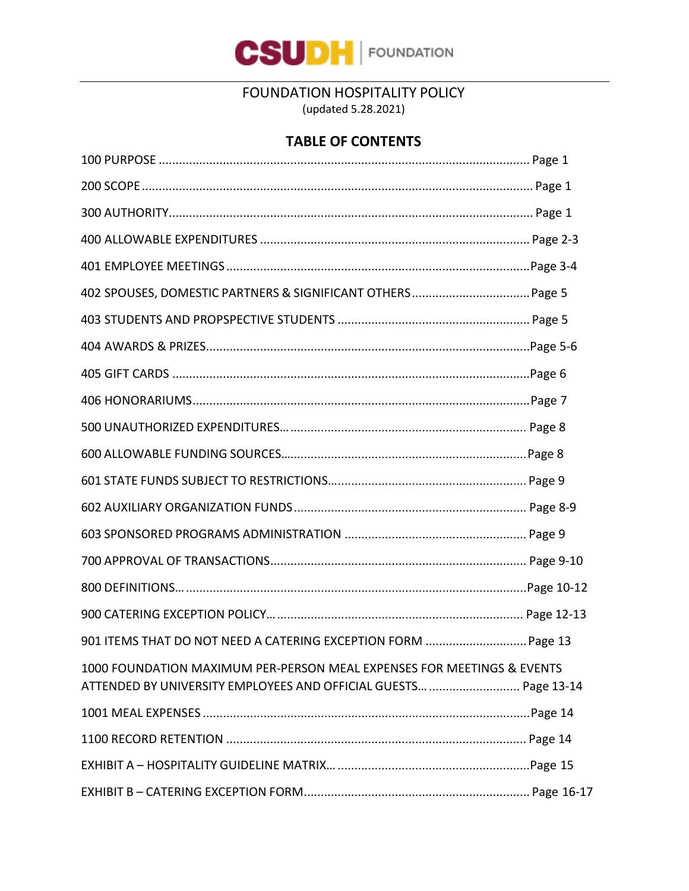CSUDH | FOUNDATION

# FOUNDATION HOSPITALITY POLICY

(updated 5.28.2021)

## TABLE OF CONTENTS

100 PURPOSE ........ Page 1

200 SCOPE ........ Page 1

300 AUTHORITY ........ Page 1

400 ALLOWABLE EXPENDITURES ........ Page 2-3

401 EMPLOYEE MEETINGS ........ Page 3-4

402 SPOUSES, DOMESTIC PARTNERS & SIGNIFICANT OTHERS ........ Page 5

403 STUDENTS AND PROPSPECTIVE STUDENTS ........ Page 5

404 AWARDS & PRIZES ........ Page 5-6

405 GIFT CARDS ........ Page 6

406 HONORARIUMS ........ Page 7

500 UNAUTHORIZED EXPENDITURES… ........ Page 8

600 ALLOWABLE FUNDING SOURCES… ........ Page 8

601 STATE FUNDS SUBJECT TO RESTRICTIONS… ........ Page 9

602 AUXILIARY ORGANIZATION FUNDS ........ Page 8-9

603 SPONSORED PROGRAMS ADMINISTRATION ........ Page 9

700 APPROVAL OF TRANSACTIONS ........ Page 9-10

800 DEFINITIONS… ........ Page 10-12

900 CATERING EXCEPTION POLICY… ........ Page 12-13

901 ITEMS THAT DO NOT NEED A CATERING EXCEPTION FORM ........ Page 13

1000 FOUNDATION MAXIMUM PER-PERSON MEAL EXPENSES FOR MEETINGS & EVENTS ATTENDED BY UNIVERSITY EMPLOYEES AND OFFICIAL GUESTS… ........ Page 13-14

1001 MEAL EXPENSES ........ Page 14

1100 RECORD RETENTION ........ Page 14

EXHIBIT A – HOSPITALITY GUIDELINE MATRIX… ........ Page 15

EXHIBIT B – CATERING EXCEPTION FORM ........ Page 16-17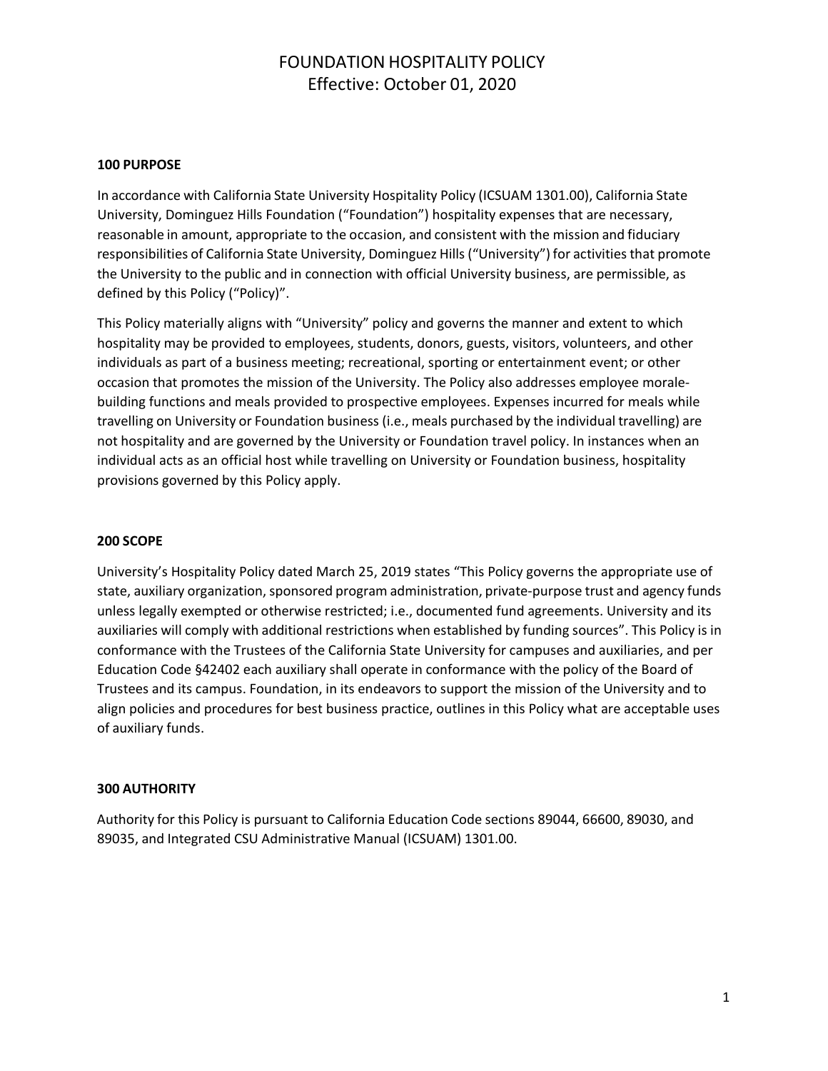# FOUNDATION HOSPITALITY POLICY
Effective: October 01, 2020

**100 PURPOSE**

In accordance with California State University Hospitality Policy (ICSUAM 1301.00), California State University, Dominguez Hills Foundation ("Foundation") hospitality expenses that are necessary, reasonable in amount, appropriate to the occasion, and consistent with the mission and fiduciary responsibilities of California State University, Dominguez Hills ("University") for activities that promote the University to the public and in connection with official University business, are permissible, as defined by this Policy ("Policy)".

This Policy materially aligns with "University" policy and governs the manner and extent to which hospitality may be provided to employees, students, donors, guests, visitors, volunteers, and other individuals as part of a business meeting; recreational, sporting or entertainment event; or other occasion that promotes the mission of the University. The Policy also addresses employee morale-building functions and meals provided to prospective employees. Expenses incurred for meals while travelling on University or Foundation business (i.e., meals purchased by the individual travelling) are not hospitality and are governed by the University or Foundation travel policy. In instances when an individual acts as an official host while travelling on University or Foundation business, hospitality provisions governed by this Policy apply.

**200 SCOPE**

University's Hospitality Policy dated March 25, 2019 states "This Policy governs the appropriate use of state, auxiliary organization, sponsored program administration, private-purpose trust and agency funds unless legally exempted or otherwise restricted; i.e., documented fund agreements. University and its auxiliaries will comply with additional restrictions when established by funding sources". This Policy is in conformance with the Trustees of the California State University for campuses and auxiliaries, and per Education Code §42402 each auxiliary shall operate in conformance with the policy of the Board of Trustees and its campus. Foundation, in its endeavors to support the mission of the University and to align policies and procedures for best business practice, outlines in this Policy what are acceptable uses of auxiliary funds.

**300 AUTHORITY**

Authority for this Policy is pursuant to California Education Code sections 89044, 66600, 89030, and 89035, and Integrated CSU Administrative Manual (ICSUAM) 1301.00.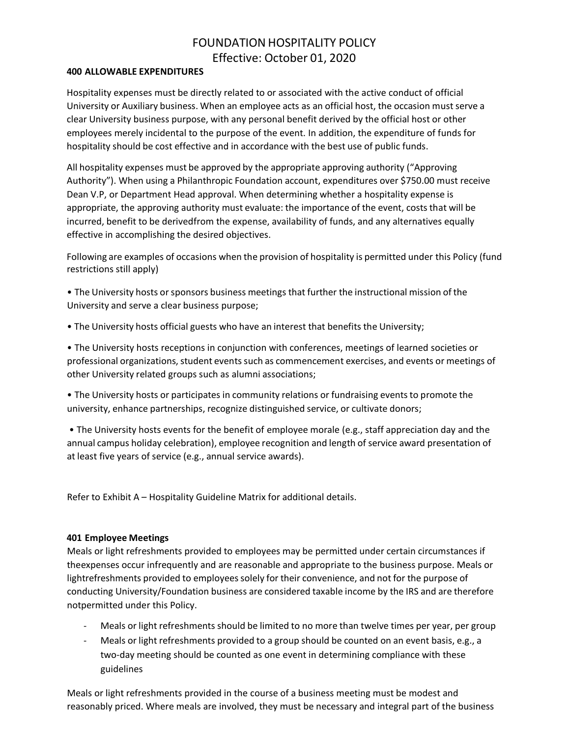# FOUNDATION HOSPITALITY POLICY
Effective: October 01, 2020

**400 ALLOWABLE EXPENDITURES**

Hospitality expenses must be directly related to or associated with the active conduct of official University or Auxiliary business. When an employee acts as an official host, the occasion must serve a clear University business purpose, with any personal benefit derived by the official host or other employees merely incidental to the purpose of the event. In addition, the expenditure of funds for hospitality should be cost effective and in accordance with the best use of public funds.

All hospitality expenses must be approved by the appropriate approving authority ("Approving Authority"). When using a Philanthropic Foundation account, expenditures over $750.00 must receive Dean V.P, or Department Head approval. When determining whether a hospitality expense is appropriate, the approving authority must evaluate: the importance of the event, costs that will be incurred, benefit to be derivedfrom the expense, availability of funds, and any alternatives equally effective in accomplishing the desired objectives.

Following are examples of occasions when the provision of hospitality is permitted under this Policy (fund restrictions still apply)

• The University hosts or sponsors business meetings that further the instructional mission of the University and serve a clear business purpose;

• The University hosts official guests who have an interest that benefits the University;

• The University hosts receptions in conjunction with conferences, meetings of learned societies or professional organizations, student events such as commencement exercises, and events or meetings of other University related groups such as alumni associations;

• The University hosts or participates in community relations or fundraising events to promote the university, enhance partnerships, recognize distinguished service, or cultivate donors;

• The University hosts events for the benefit of employee morale (e.g., staff appreciation day and the annual campus holiday celebration), employee recognition and length of service award presentation of at least five years of service (e.g., annual service awards).

Refer to Exhibit A – Hospitality Guideline Matrix for additional details.

**401 Employee Meetings**

Meals or light refreshments provided to employees may be permitted under certain circumstances if theexpenses occur infrequently and are reasonable and appropriate to the business purpose. Meals or lightrefreshments provided to employees solely for their convenience, and not for the purpose of conducting University/Foundation business are considered taxable income by the IRS and are therefore notpermitted under this Policy.

- Meals or light refreshments should be limited to no more than twelve times per year, per group
- Meals or light refreshments provided to a group should be counted on an event basis, e.g., a two-day meeting should be counted as one event in determining compliance with these guidelines

Meals or light refreshments provided in the course of a business meeting must be modest and reasonably priced. Where meals are involved, they must be necessary and integral part of the business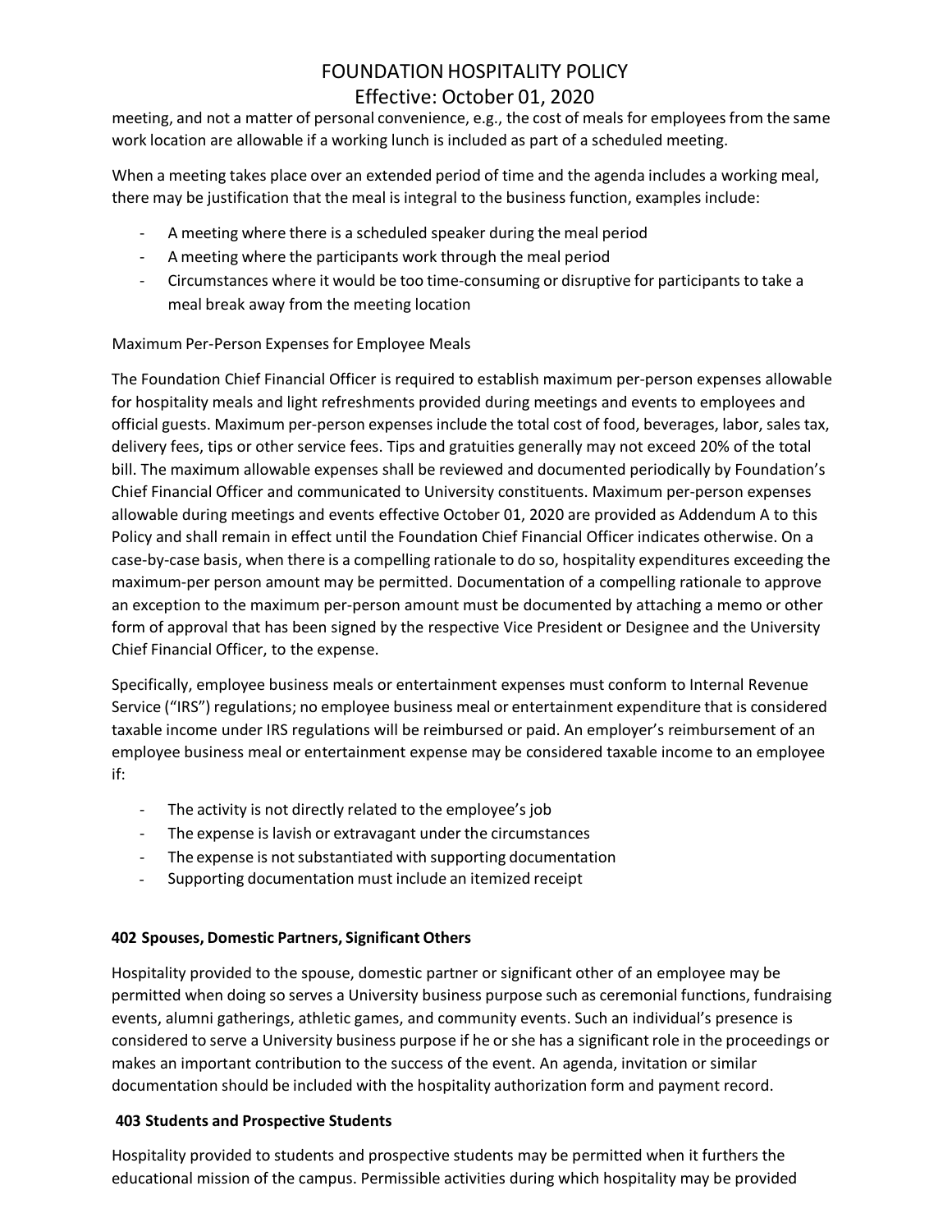meeting, and not a matter of personal convenience, e.g., the cost of meals for employees from the same work location are allowable if a working lunch is included as part of a scheduled meeting.

When a meeting takes place over an extended period of time and the agenda includes a working meal, there may be justification that the meal is integral to the business function, examples include:

- A meeting where there is a scheduled speaker during the meal period
- A meeting where the participants work through the meal period
- Circumstances where it would be too time-consuming or disruptive for participants to take a meal break away from the meeting location

Maximum Per-Person Expenses for Employee Meals

The Foundation Chief Financial Officer is required to establish maximum per-person expenses allowable for hospitality meals and light refreshments provided during meetings and events to employees and official guests. Maximum per-person expenses include the total cost of food, beverages, labor, sales tax, delivery fees, tips or other service fees. Tips and gratuities generally may not exceed 20% of the total bill. The maximum allowable expenses shall be reviewed and documented periodically by Foundation's Chief Financial Officer and communicated to University constituents. Maximum per-person expenses allowable during meetings and events effective October 01, 2020 are provided as Addendum A to this Policy and shall remain in effect until the Foundation Chief Financial Officer indicates otherwise. On a case-by-case basis, when there is a compelling rationale to do so, hospitality expenditures exceeding the maximum-per person amount may be permitted. Documentation of a compelling rationale to approve an exception to the maximum per-person amount must be documented by attaching a memo or other form of approval that has been signed by the respective Vice President or Designee and the University Chief Financial Officer, to the expense.

Specifically, employee business meals or entertainment expenses must conform to Internal Revenue Service ("IRS") regulations; no employee business meal or entertainment expenditure that is considered taxable income under IRS regulations will be reimbursed or paid. An employer's reimbursement of an employee business meal or entertainment expense may be considered taxable income to an employee if:

- The activity is not directly related to the employee's job
- The expense is lavish or extravagant under the circumstances
- The expense is not substantiated with supporting documentation
- Supporting documentation must include an itemized receipt

### 402 Spouses, Domestic Partners, Significant Others

Hospitality provided to the spouse, domestic partner or significant other of an employee may be permitted when doing so serves a University business purpose such as ceremonial functions, fundraising events, alumni gatherings, athletic games, and community events. Such an individual's presence is considered to serve a University business purpose if he or she has a significant role in the proceedings or makes an important contribution to the success of the event. An agenda, invitation or similar documentation should be included with the hospitality authorization form and payment record.

### 403 Students and Prospective Students

Hospitality provided to students and prospective students may be permitted when it furthers the educational mission of the campus. Permissible activities during which hospitality may be provided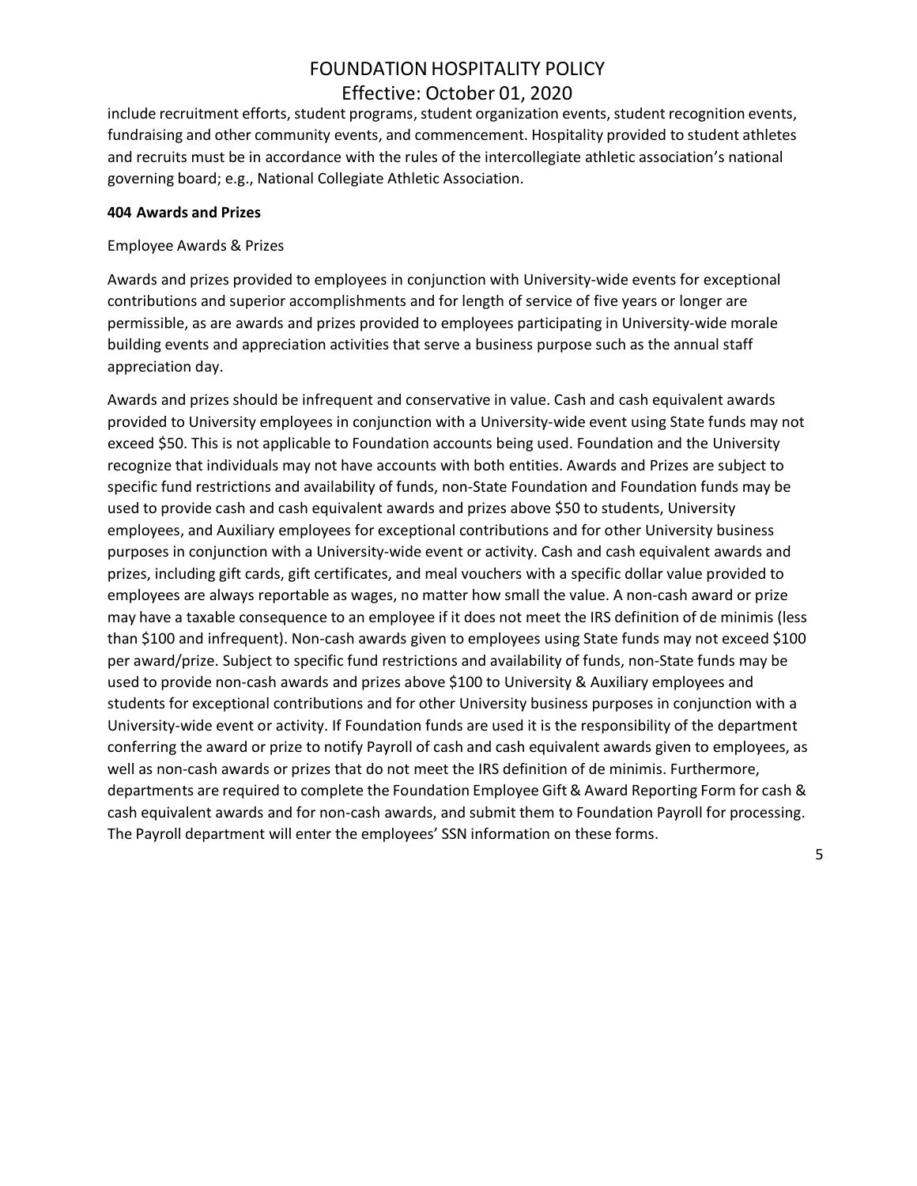include recruitment efforts, student programs, student organization events, student recognition events, fundraising and other community events, and commencement. Hospitality provided to student athletes and recruits must be in accordance with the rules of the intercollegiate athletic association's national governing board; e.g., National Collegiate Athletic Association.

**404 Awards and Prizes**

Employee Awards & Prizes

Awards and prizes provided to employees in conjunction with University-wide events for exceptional contributions and superior accomplishments and for length of service of five years or longer are permissible, as are awards and prizes provided to employees participating in University-wide morale building events and appreciation activities that serve a business purpose such as the annual staff appreciation day.

Awards and prizes should be infrequent and conservative in value. Cash and cash equivalent awards provided to University employees in conjunction with a University-wide event using State funds may not exceed $50. This is not applicable to Foundation accounts being used. Foundation and the University recognize that individuals may not have accounts with both entities. Awards and Prizes are subject to specific fund restrictions and availability of funds, non-State Foundation and Foundation funds may be used to provide cash and cash equivalent awards and prizes above $50 to students, University employees, and Auxiliary employees for exceptional contributions and for other University business purposes in conjunction with a University-wide event or activity. Cash and cash equivalent awards and prizes, including gift cards, gift certificates, and meal vouchers with a specific dollar value provided to employees are always reportable as wages, no matter how small the value. A non-cash award or prize may have a taxable consequence to an employee if it does not meet the IRS definition of de minimis (less than $100 and infrequent). Non-cash awards given to employees using State funds may not exceed $100 per award/prize. Subject to specific fund restrictions and availability of funds, non-State funds may be used to provide non-cash awards and prizes above $100 to University & Auxiliary employees and students for exceptional contributions and for other University business purposes in conjunction with a University-wide event or activity. If Foundation funds are used it is the responsibility of the department conferring the award or prize to notify Payroll of cash and cash equivalent awards given to employees, as well as non-cash awards or prizes that do not meet the IRS definition of de minimis. Furthermore, departments are required to complete the Foundation Employee Gift & Award Reporting Form for cash & cash equivalent awards and for non-cash awards, and submit them to Foundation Payroll for processing. The Payroll department will enter the employees' SSN information on these forms.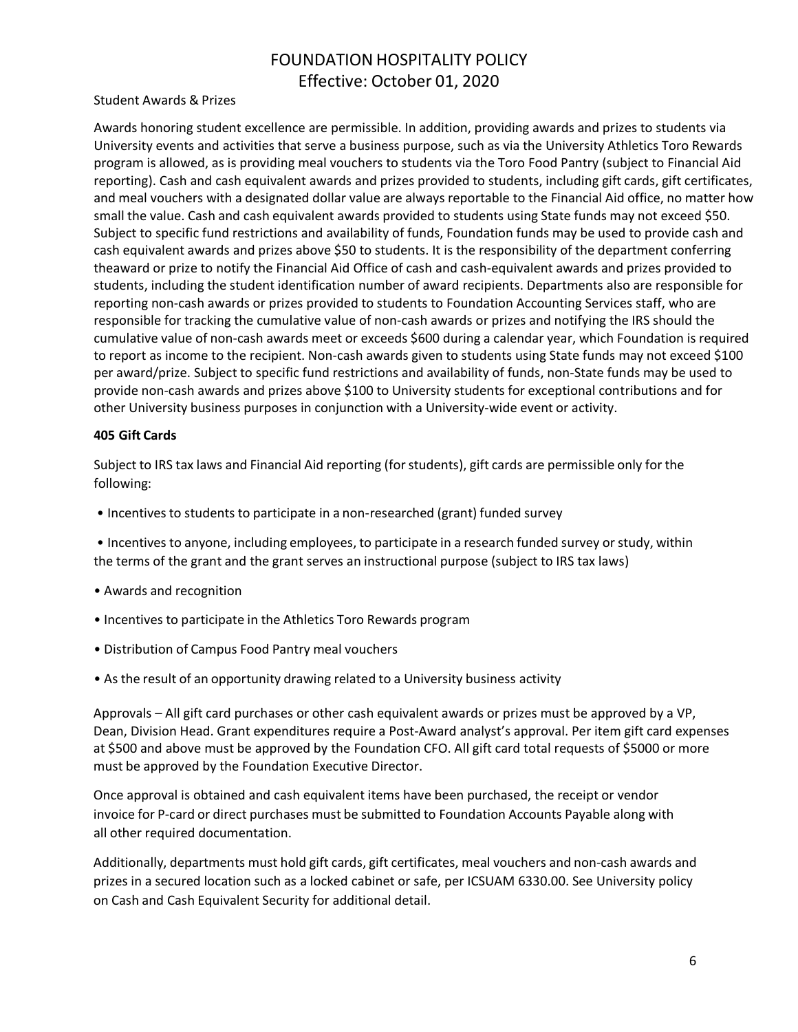Student Awards & Prizes

Awards honoring student excellence are permissible. In addition, providing awards and prizes to students via University events and activities that serve a business purpose, such as via the University Athletics Toro Rewards program is allowed, as is providing meal vouchers to students via the Toro Food Pantry (subject to Financial Aid reporting). Cash and cash equivalent awards and prizes provided to students, including gift cards, gift certificates, and meal vouchers with a designated dollar value are always reportable to the Financial Aid office, no matter how small the value. Cash and cash equivalent awards provided to students using State funds may not exceed $50. Subject to specific fund restrictions and availability of funds, Foundation funds may be used to provide cash and cash equivalent awards and prizes above $50 to students. It is the responsibility of the department conferring theaward or prize to notify the Financial Aid Office of cash and cash-equivalent awards and prizes provided to students, including the student identification number of award recipients. Departments also are responsible for reporting non-cash awards or prizes provided to students to Foundation Accounting Services staff, who are responsible for tracking the cumulative value of non-cash awards or prizes and notifying the IRS should the cumulative value of non-cash awards meet or exceeds $600 during a calendar year, which Foundation is required to report as income to the recipient. Non-cash awards given to students using State funds may not exceed $100 per award/prize. Subject to specific fund restrictions and availability of funds, non-State funds may be used to provide non-cash awards and prizes above $100 to University students for exceptional contributions and for other University business purposes in conjunction with a University-wide event or activity.

**405 Gift Cards**

Subject to IRS tax laws and Financial Aid reporting (for students), gift cards are permissible only for the following:

- Incentives to students to participate in a non-researched (grant) funded survey
- Incentives to anyone, including employees, to participate in a research funded survey or study, within the terms of the grant and the grant serves an instructional purpose (subject to IRS tax laws)
- Awards and recognition
- Incentives to participate in the Athletics Toro Rewards program
- Distribution of Campus Food Pantry meal vouchers
- As the result of an opportunity drawing related to a University business activity

Approvals – All gift card purchases or other cash equivalent awards or prizes must be approved by a VP, Dean, Division Head. Grant expenditures require a Post-Award analyst's approval. Per item gift card expenses at $500 and above must be approved by the Foundation CFO. All gift card total requests of $5000 or more must be approved by the Foundation Executive Director.

Once approval is obtained and cash equivalent items have been purchased, the receipt or vendor invoice for P-card or direct purchases must be submitted to Foundation Accounts Payable along with all other required documentation.

Additionally, departments must hold gift cards, gift certificates, meal vouchers and non-cash awards and prizes in a secured location such as a locked cabinet or safe, per ICSUAM 6330.00. See University policy on Cash and Cash Equivalent Security for additional detail.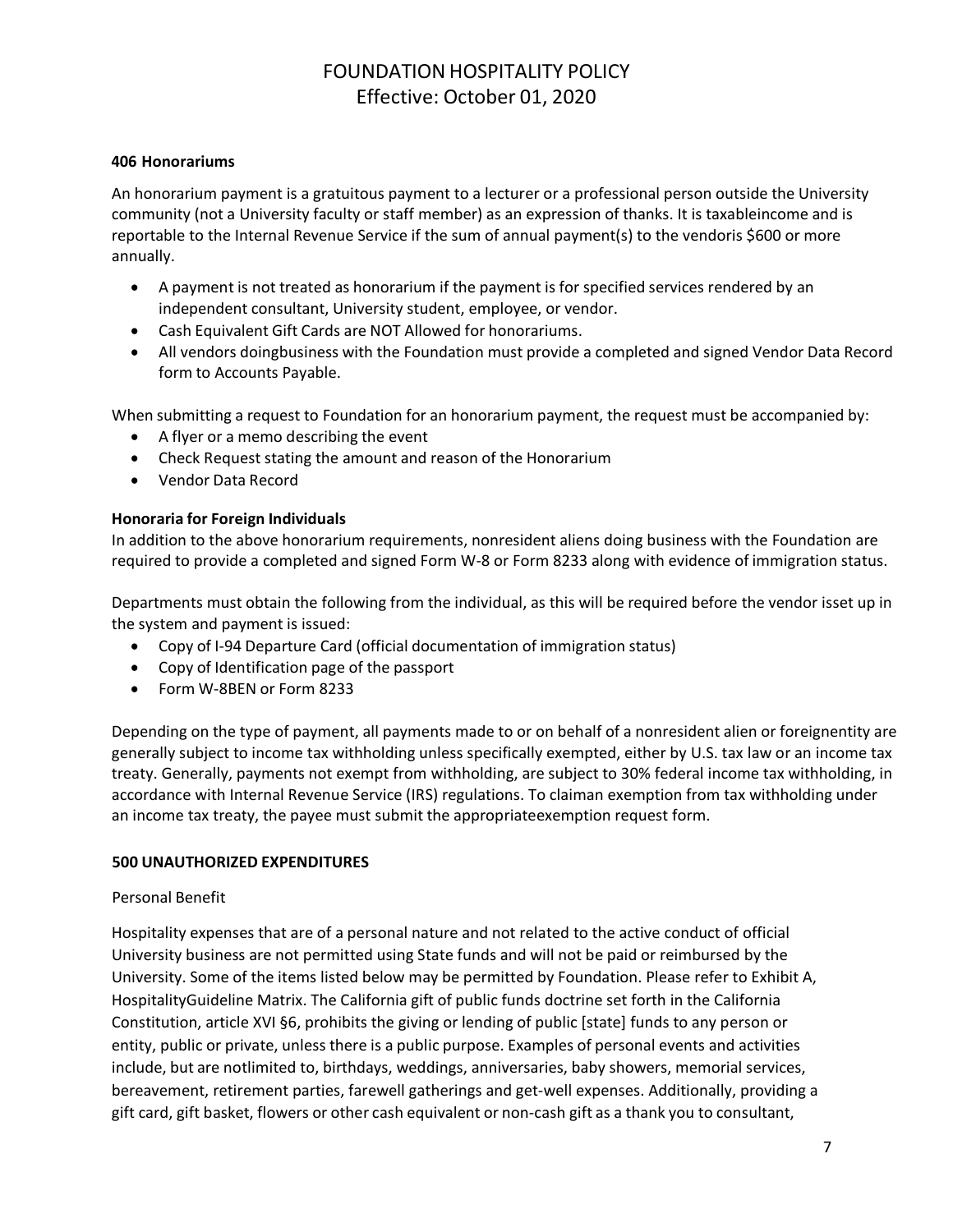**406 Honorariums**

An honorarium payment is a gratuitous payment to a lecturer or a professional person outside the University community (not a University faculty or staff member) as an expression of thanks. It is taxableincome and is reportable to the Internal Revenue Service if the sum of annual payment(s) to the vendoris $600 or more annually.

- A payment is not treated as honorarium if the payment is for specified services rendered by an independent consultant, University student, employee, or vendor.
- Cash Equivalent Gift Cards are NOT Allowed for honorariums.
- All vendors doingbusiness with the Foundation must provide a completed and signed Vendor Data Record form to Accounts Payable.

When submitting a request to Foundation for an honorarium payment, the request must be accompanied by:

- A flyer or a memo describing the event
- Check Request stating the amount and reason of the Honorarium
- Vendor Data Record

**Honoraria for Foreign Individuals**

In addition to the above honorarium requirements, nonresident aliens doing business with the Foundation are required to provide a completed and signed Form W-8 or Form 8233 along with evidence of immigration status.

Departments must obtain the following from the individual, as this will be required before the vendor isset up in the system and payment is issued:

- Copy of I-94 Departure Card (official documentation of immigration status)
- Copy of Identification page of the passport
- Form W-8BEN or Form 8233

Depending on the type of payment, all payments made to or on behalf of a nonresident alien or foreignentity are generally subject to income tax withholding unless specifically exempted, either by U.S. tax law or an income tax treaty. Generally, payments not exempt from withholding, are subject to 30% federal income tax withholding, in accordance with Internal Revenue Service (IRS) regulations. To claiman exemption from tax withholding under an income tax treaty, the payee must submit the appropriateexemption request form.

**500 UNAUTHORIZED EXPENDITURES**

Personal Benefit

Hospitality expenses that are of a personal nature and not related to the active conduct of official University business are not permitted using State funds and will not be paid or reimbursed by the University. Some of the items listed below may be permitted by Foundation. Please refer to Exhibit A, HospitalityGuideline Matrix. The California gift of public funds doctrine set forth in the California Constitution, article XVI §6, prohibits the giving or lending of public [state] funds to any person or entity, public or private, unless there is a public purpose. Examples of personal events and activities include, but are notlimited to, birthdays, weddings, anniversaries, baby showers, memorial services, bereavement, retirement parties, farewell gatherings and get-well expenses. Additionally, providing a gift card, gift basket, flowers or other cash equivalent or non-cash gift as a thank you to consultant,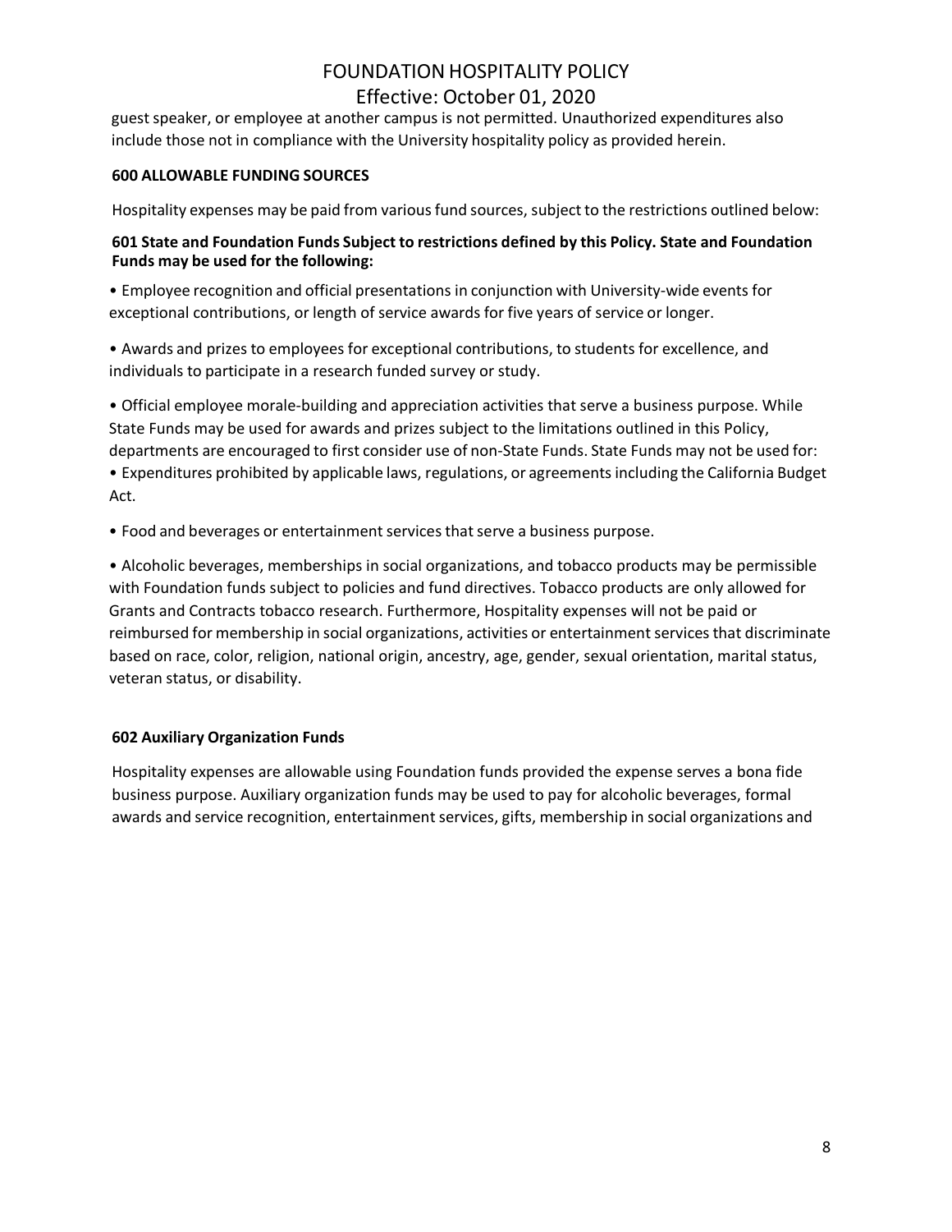guest speaker, or employee at another campus is not permitted. Unauthorized expenditures also include those not in compliance with the University hospitality policy as provided herein.

**600 ALLOWABLE FUNDING SOURCES**

Hospitality expenses may be paid from various fund sources, subject to the restrictions outlined below:

**601 State and Foundation Funds Subject to restrictions defined by this Policy. State and Foundation Funds may be used for the following:**

• Employee recognition and official presentations in conjunction with University-wide events for exceptional contributions, or length of service awards for five years of service or longer.

• Awards and prizes to employees for exceptional contributions, to students for excellence, and individuals to participate in a research funded survey or study.

• Official employee morale-building and appreciation activities that serve a business purpose. While State Funds may be used for awards and prizes subject to the limitations outlined in this Policy, departments are encouraged to first consider use of non-State Funds. State Funds may not be used for:
• Expenditures prohibited by applicable laws, regulations, or agreements including the California Budget Act.

• Food and beverages or entertainment services that serve a business purpose.

• Alcoholic beverages, memberships in social organizations, and tobacco products may be permissible with Foundation funds subject to policies and fund directives. Tobacco products are only allowed for Grants and Contracts tobacco research. Furthermore, Hospitality expenses will not be paid or reimbursed for membership in social organizations, activities or entertainment services that discriminate based on race, color, religion, national origin, ancestry, age, gender, sexual orientation, marital status, veteran status, or disability.

**602 Auxiliary Organization Funds**

Hospitality expenses are allowable using Foundation funds provided the expense serves a bona fide business purpose. Auxiliary organization funds may be used to pay for alcoholic beverages, formal awards and service recognition, entertainment services, gifts, membership in social organizations and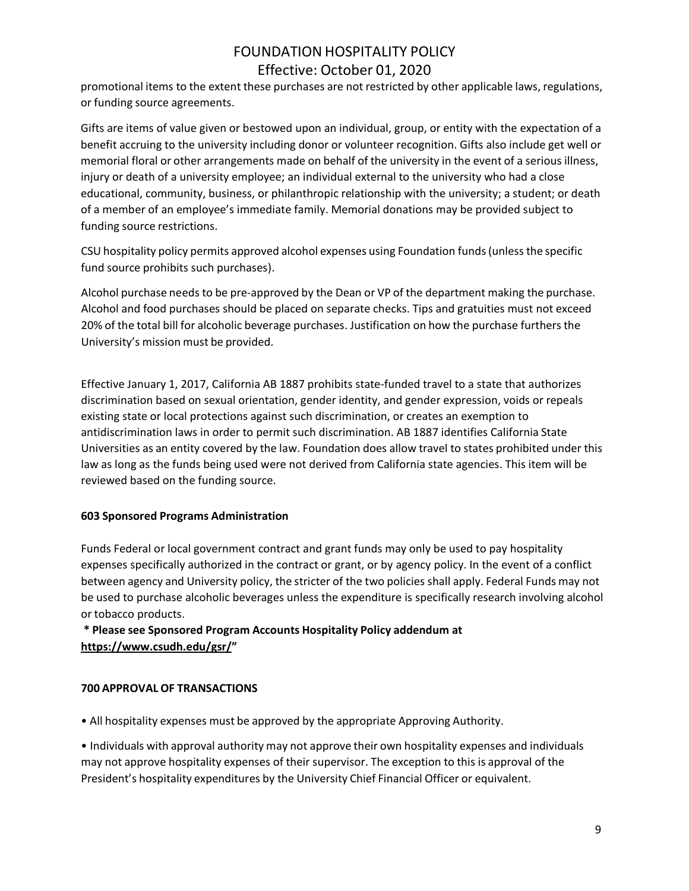promotional items to the extent these purchases are not restricted by other applicable laws, regulations, or funding source agreements.

Gifts are items of value given or bestowed upon an individual, group, or entity with the expectation of a benefit accruing to the university including donor or volunteer recognition. Gifts also include get well or memorial floral or other arrangements made on behalf of the university in the event of a serious illness, injury or death of a university employee; an individual external to the university who had a close educational, community, business, or philanthropic relationship with the university; a student; or death of a member of an employee's immediate family. Memorial donations may be provided subject to funding source restrictions.

CSU hospitality policy permits approved alcohol expenses using Foundation funds (unless the specific fund source prohibits such purchases).

Alcohol purchase needs to be pre-approved by the Dean or VP of the department making the purchase. Alcohol and food purchases should be placed on separate checks. Tips and gratuities must not exceed 20% of the total bill for alcoholic beverage purchases. Justification on how the purchase furthers the University's mission must be provided.

Effective January 1, 2017, California AB 1887 prohibits state-funded travel to a state that authorizes discrimination based on sexual orientation, gender identity, and gender expression, voids or repeals existing state or local protections against such discrimination, or creates an exemption to antidiscrimination laws in order to permit such discrimination. AB 1887 identifies California State Universities as an entity covered by the law. Foundation does allow travel to states prohibited under this law as long as the funds being used were not derived from California state agencies. This item will be reviewed based on the funding source.

**603 Sponsored Programs Administration**

Funds Federal or local government contract and grant funds may only be used to pay hospitality expenses specifically authorized in the contract or grant, or by agency policy. In the event of a conflict between agency and University policy, the stricter of the two policies shall apply. Federal Funds may not be used to purchase alcoholic beverages unless the expenditure is specifically research involving alcohol or tobacco products.

**\* Please see Sponsored Program Accounts Hospitality Policy addendum at https://www.csudh.edu/gsr/"**

**700 APPROVAL OF TRANSACTIONS**

- All hospitality expenses must be approved by the appropriate Approving Authority.
- Individuals with approval authority may not approve their own hospitality expenses and individuals may not approve hospitality expenses of their supervisor. The exception to this is approval of the President's hospitality expenditures by the University Chief Financial Officer or equivalent.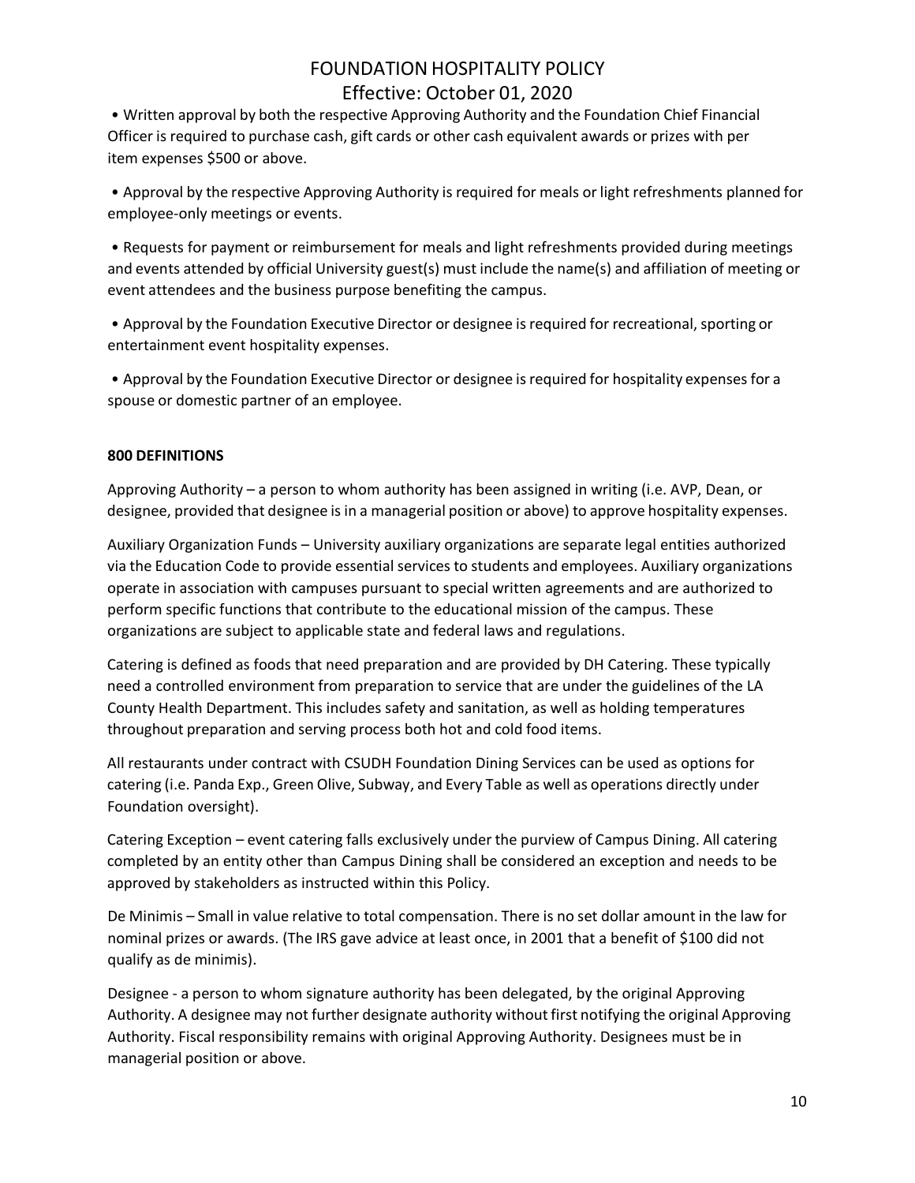- Written approval by both the respective Approving Authority and the Foundation Chief Financial Officer is required to purchase cash, gift cards or other cash equivalent awards or prizes with per item expenses $500 or above.

- Approval by the respective Approving Authority is required for meals or light refreshments planned for employee-only meetings or events.

- Requests for payment or reimbursement for meals and light refreshments provided during meetings and events attended by official University guest(s) must include the name(s) and affiliation of meeting or event attendees and the business purpose benefiting the campus.

- Approval by the Foundation Executive Director or designee is required for recreational, sporting or entertainment event hospitality expenses.

- Approval by the Foundation Executive Director or designee is required for hospitality expenses for a spouse or domestic partner of an employee.

**800 DEFINITIONS**

Approving Authority – a person to whom authority has been assigned in writing (i.e. AVP, Dean, or designee, provided that designee is in a managerial position or above) to approve hospitality expenses.

Auxiliary Organization Funds – University auxiliary organizations are separate legal entities authorized via the Education Code to provide essential services to students and employees. Auxiliary organizations operate in association with campuses pursuant to special written agreements and are authorized to perform specific functions that contribute to the educational mission of the campus. These organizations are subject to applicable state and federal laws and regulations.

Catering is defined as foods that need preparation and are provided by DH Catering. These typically need a controlled environment from preparation to service that are under the guidelines of the LA County Health Department. This includes safety and sanitation, as well as holding temperatures throughout preparation and serving process both hot and cold food items.

All restaurants under contract with CSUDH Foundation Dining Services can be used as options for catering (i.e. Panda Exp., Green Olive, Subway, and Every Table as well as operations directly under Foundation oversight).

Catering Exception – event catering falls exclusively under the purview of Campus Dining. All catering completed by an entity other than Campus Dining shall be considered an exception and needs to be approved by stakeholders as instructed within this Policy.

De Minimis – Small in value relative to total compensation. There is no set dollar amount in the law for nominal prizes or awards. (The IRS gave advice at least once, in 2001 that a benefit of $100 did not qualify as de minimis).

Designee - a person to whom signature authority has been delegated, by the original Approving Authority. A designee may not further designate authority without first notifying the original Approving Authority. Fiscal responsibility remains with original Approving Authority. Designees must be in managerial position or above.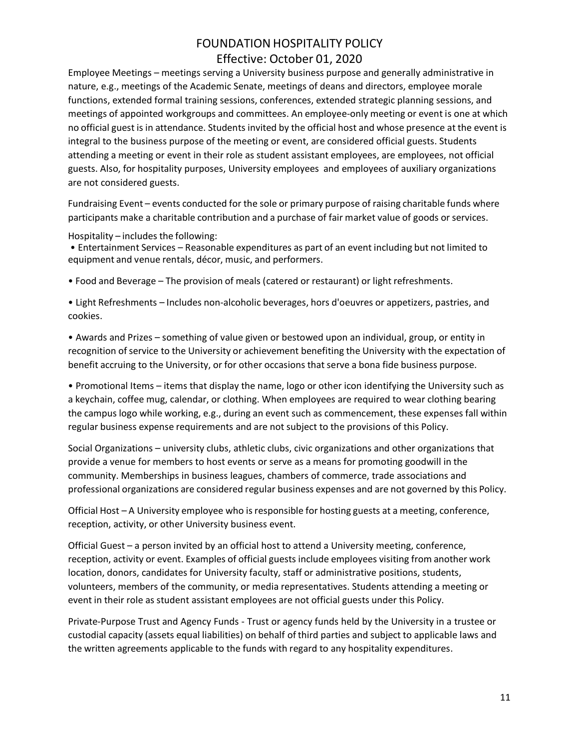Employee Meetings – meetings serving a University business purpose and generally administrative in nature, e.g., meetings of the Academic Senate, meetings of deans and directors, employee morale functions, extended formal training sessions, conferences, extended strategic planning sessions, and meetings of appointed workgroups and committees. An employee-only meeting or event is one at which no official guest is in attendance. Students invited by the official host and whose presence at the event is integral to the business purpose of the meeting or event, are considered official guests. Students attending a meeting or event in their role as student assistant employees, are employees, not official guests. Also, for hospitality purposes, University employees and employees of auxiliary organizations are not considered guests.

Fundraising Event – events conducted for the sole or primary purpose of raising charitable funds where participants make a charitable contribution and a purchase of fair market value of goods or services.

Hospitality – includes the following:

- Entertainment Services – Reasonable expenditures as part of an event including but not limited to equipment and venue rentals, décor, music, and performers.
- Food and Beverage – The provision of meals (catered or restaurant) or light refreshments.
- Light Refreshments – Includes non-alcoholic beverages, hors d'oeuvres or appetizers, pastries, and cookies.
- Awards and Prizes – something of value given or bestowed upon an individual, group, or entity in recognition of service to the University or achievement benefiting the University with the expectation of benefit accruing to the University, or for other occasions that serve a bona fide business purpose.
- Promotional Items – items that display the name, logo or other icon identifying the University such as a keychain, coffee mug, calendar, or clothing. When employees are required to wear clothing bearing the campus logo while working, e.g., during an event such as commencement, these expenses fall within regular business expense requirements and are not subject to the provisions of this Policy.

Social Organizations – university clubs, athletic clubs, civic organizations and other organizations that provide a venue for members to host events or serve as a means for promoting goodwill in the community. Memberships in business leagues, chambers of commerce, trade associations and professional organizations are considered regular business expenses and are not governed by this Policy.

Official Host – A University employee who is responsible for hosting guests at a meeting, conference, reception, activity, or other University business event.

Official Guest – a person invited by an official host to attend a University meeting, conference, reception, activity or event. Examples of official guests include employees visiting from another work location, donors, candidates for University faculty, staff or administrative positions, students, volunteers, members of the community, or media representatives. Students attending a meeting or event in their role as student assistant employees are not official guests under this Policy.

Private-Purpose Trust and Agency Funds - Trust or agency funds held by the University in a trustee or custodial capacity (assets equal liabilities) on behalf of third parties and subject to applicable laws and the written agreements applicable to the funds with regard to any hospitality expenditures.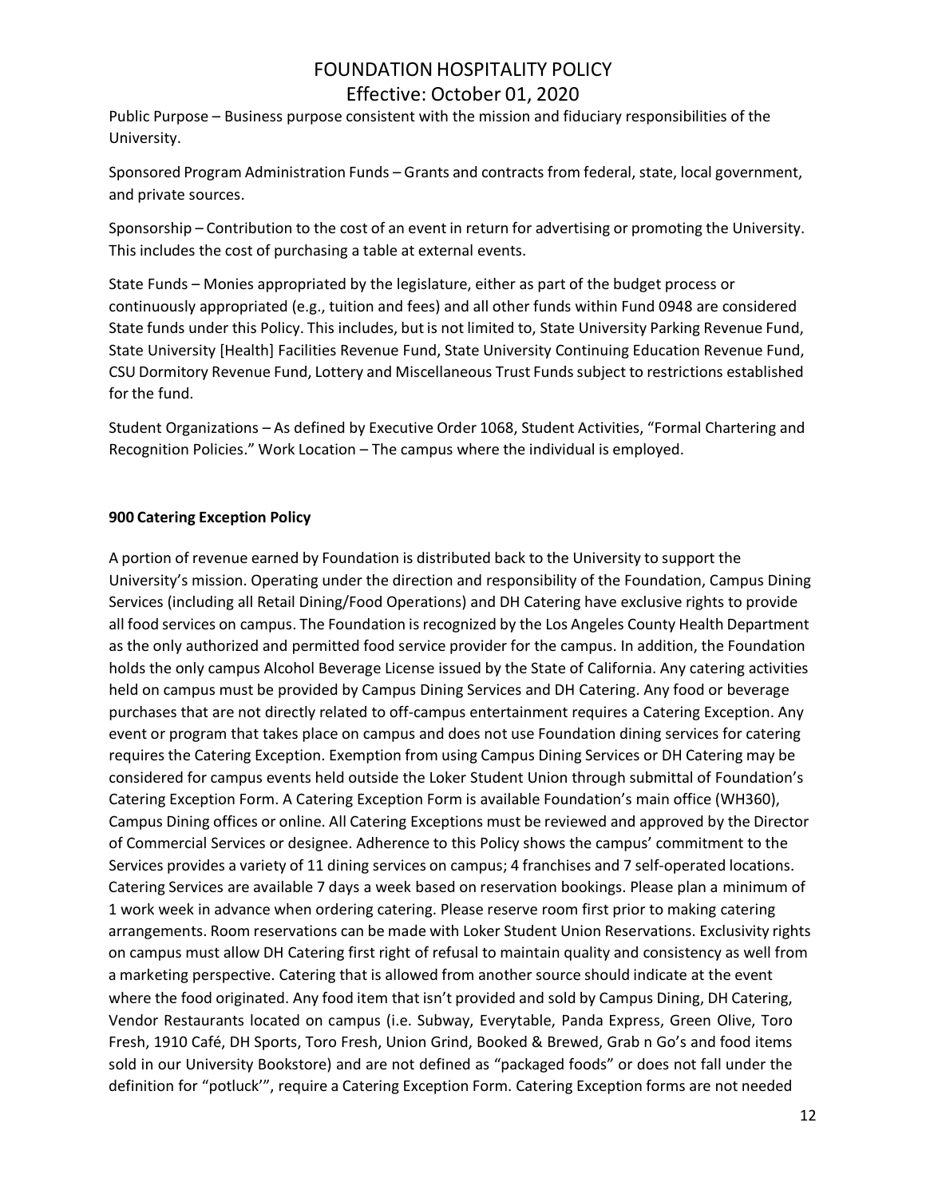Public Purpose – Business purpose consistent with the mission and fiduciary responsibilities of the University.

Sponsored Program Administration Funds – Grants and contracts from federal, state, local government, and private sources.

Sponsorship – Contribution to the cost of an event in return for advertising or promoting the University. This includes the cost of purchasing a table at external events.

State Funds – Monies appropriated by the legislature, either as part of the budget process or continuously appropriated (e.g., tuition and fees) and all other funds within Fund 0948 are considered State funds under this Policy. This includes, but is not limited to, State University Parking Revenue Fund, State University [Health] Facilities Revenue Fund, State University Continuing Education Revenue Fund, CSU Dormitory Revenue Fund, Lottery and Miscellaneous Trust Funds subject to restrictions established for the fund.

Student Organizations – As defined by Executive Order 1068, Student Activities, "Formal Chartering and Recognition Policies." Work Location – The campus where the individual is employed.

**900 Catering Exception Policy**

A portion of revenue earned by Foundation is distributed back to the University to support the University's mission. Operating under the direction and responsibility of the Foundation, Campus Dining Services (including all Retail Dining/Food Operations) and DH Catering have exclusive rights to provide all food services on campus. The Foundation is recognized by the Los Angeles County Health Department as the only authorized and permitted food service provider for the campus. In addition, the Foundation holds the only campus Alcohol Beverage License issued by the State of California. Any catering activities held on campus must be provided by Campus Dining Services and DH Catering. Any food or beverage purchases that are not directly related to off-campus entertainment requires a Catering Exception. Any event or program that takes place on campus and does not use Foundation dining services for catering requires the Catering Exception. Exemption from using Campus Dining Services or DH Catering may be considered for campus events held outside the Loker Student Union through submittal of Foundation's Catering Exception Form. A Catering Exception Form is available Foundation's main office (WH360), Campus Dining offices or online. All Catering Exceptions must be reviewed and approved by the Director of Commercial Services or designee. Adherence to this Policy shows the campus' commitment to the Services provides a variety of 11 dining services on campus; 4 franchises and 7 self-operated locations. Catering Services are available 7 days a week based on reservation bookings. Please plan a minimum of 1 work week in advance when ordering catering. Please reserve room first prior to making catering arrangements. Room reservations can be made with Loker Student Union Reservations. Exclusivity rights on campus must allow DH Catering first right of refusal to maintain quality and consistency as well from a marketing perspective. Catering that is allowed from another source should indicate at the event where the food originated. Any food item that isn't provided and sold by Campus Dining, DH Catering, Vendor Restaurants located on campus (i.e. Subway, Everytable, Panda Express, Green Olive, Toro Fresh, 1910 Café, DH Sports, Toro Fresh, Union Grind, Booked & Brewed, Grab n Go's and food items sold in our University Bookstore) and are not defined as "packaged foods" or does not fall under the definition for "potluck'", require a Catering Exception Form. Catering Exception forms are not needed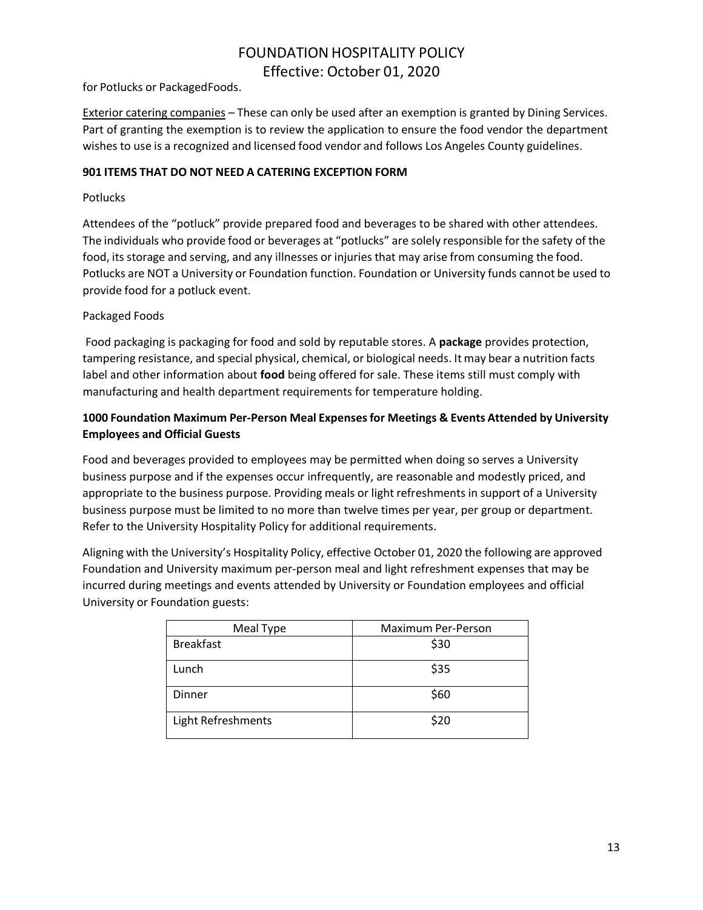for Potlucks or PackagedFoods.

Exterior catering companies – These can only be used after an exemption is granted by Dining Services. Part of granting the exemption is to review the application to ensure the food vendor the department wishes to use is a recognized and licensed food vendor and follows Los Angeles County guidelines.

**901 ITEMS THAT DO NOT NEED A CATERING EXCEPTION FORM**

Potlucks

Attendees of the "potluck" provide prepared food and beverages to be shared with other attendees. The individuals who provide food or beverages at "potlucks" are solely responsible for the safety of the food, its storage and serving, and any illnesses or injuries that may arise from consuming the food. Potlucks are NOT a University or Foundation function. Foundation or University funds cannot be used to provide food for a potluck event.

Packaged Foods

Food packaging is packaging for food and sold by reputable stores. A **package** provides protection, tampering resistance, and special physical, chemical, or biological needs. It may bear a nutrition facts label and other information about **food** being offered for sale. These items still must comply with manufacturing and health department requirements for temperature holding.

**1000 Foundation Maximum Per-Person Meal Expenses for Meetings & Events Attended by University Employees and Official Guests**

Food and beverages provided to employees may be permitted when doing so serves a University business purpose and if the expenses occur infrequently, are reasonable and modestly priced, and appropriate to the business purpose. Providing meals or light refreshments in support of a University business purpose must be limited to no more than twelve times per year, per group or department. Refer to the University Hospitality Policy for additional requirements.

Aligning with the University's Hospitality Policy, effective October 01, 2020 the following are approved Foundation and University maximum per-person meal and light refreshment expenses that may be incurred during meetings and events attended by University or Foundation employees and official University or Foundation guests:

| Meal Type | Maximum Per-Person |
|---|---|
| Breakfast | $30 |
| Lunch | $35 |
| Dinner | $60 |
| Light Refreshments | $20 |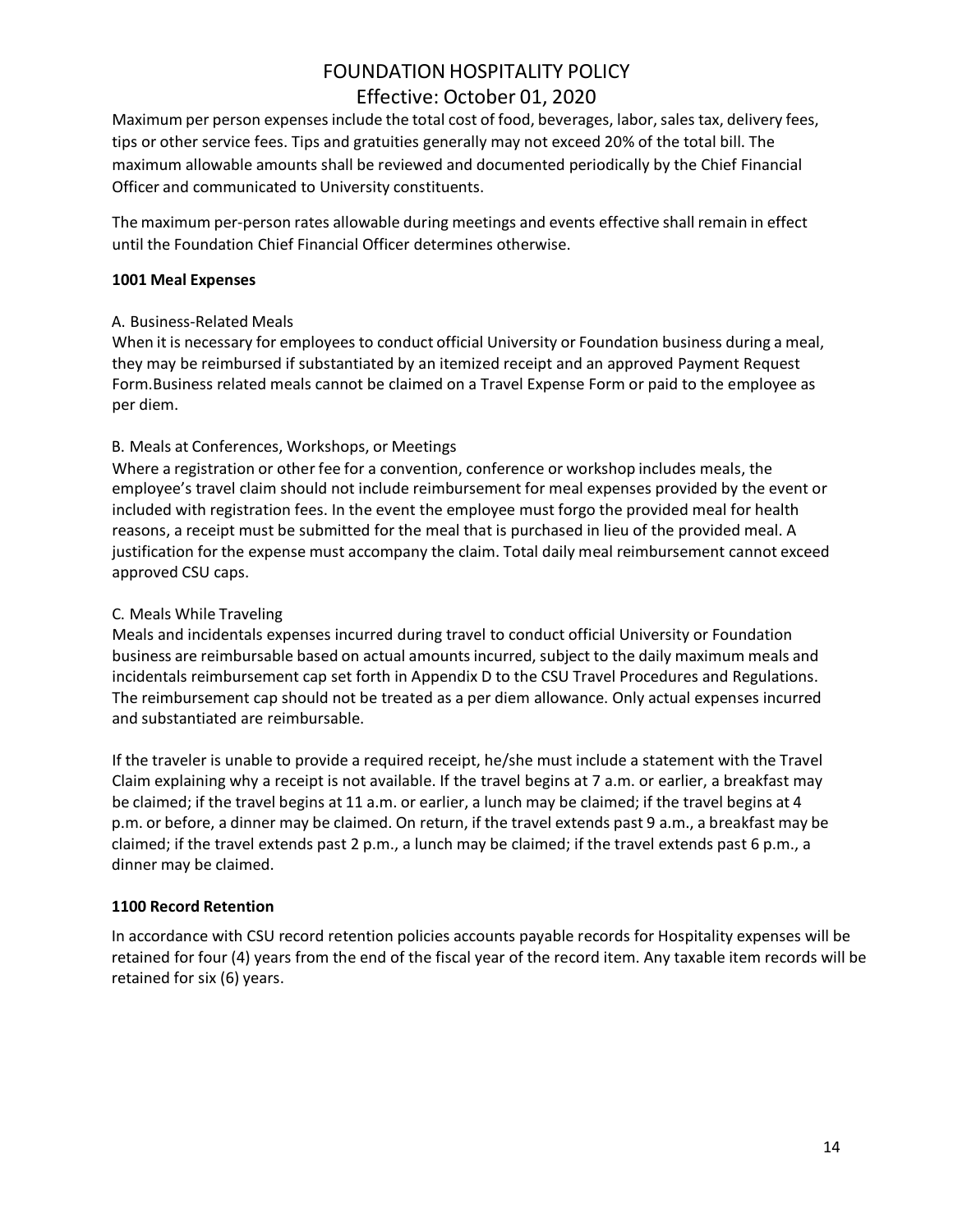Maximum per person expenses include the total cost of food, beverages, labor, sales tax, delivery fees, tips or other service fees. Tips and gratuities generally may not exceed 20% of the total bill. The maximum allowable amounts shall be reviewed and documented periodically by the Chief Financial Officer and communicated to University constituents.

The maximum per-person rates allowable during meetings and events effective shall remain in effect until the Foundation Chief Financial Officer determines otherwise.

**1001 Meal Expenses**

A. Business-Related Meals
When it is necessary for employees to conduct official University or Foundation business during a meal, they may be reimbursed if substantiated by an itemized receipt and an approved Payment Request Form.Business related meals cannot be claimed on a Travel Expense Form or paid to the employee as per diem.

B. Meals at Conferences, Workshops, or Meetings
Where a registration or other fee for a convention, conference or workshop includes meals, the employee's travel claim should not include reimbursement for meal expenses provided by the event or included with registration fees. In the event the employee must forgo the provided meal for health reasons, a receipt must be submitted for the meal that is purchased in lieu of the provided meal. A justification for the expense must accompany the claim. Total daily meal reimbursement cannot exceed approved CSU caps.

C. Meals While Traveling
Meals and incidentals expenses incurred during travel to conduct official University or Foundation business are reimbursable based on actual amounts incurred, subject to the daily maximum meals and incidentals reimbursement cap set forth in Appendix D to the CSU Travel Procedures and Regulations. The reimbursement cap should not be treated as a per diem allowance. Only actual expenses incurred and substantiated are reimbursable.

If the traveler is unable to provide a required receipt, he/she must include a statement with the Travel Claim explaining why a receipt is not available. If the travel begins at 7 a.m. or earlier, a breakfast may be claimed; if the travel begins at 11 a.m. or earlier, a lunch may be claimed; if the travel begins at 4 p.m. or before, a dinner may be claimed. On return, if the travel extends past 9 a.m., a breakfast may be claimed; if the travel extends past 2 p.m., a lunch may be claimed; if the travel extends past 6 p.m., a dinner may be claimed.

**1100 Record Retention**

In accordance with CSU record retention policies accounts payable records for Hospitality expenses will be retained for four (4) years from the end of the fiscal year of the record item. Any taxable item records will be retained for six (6) years.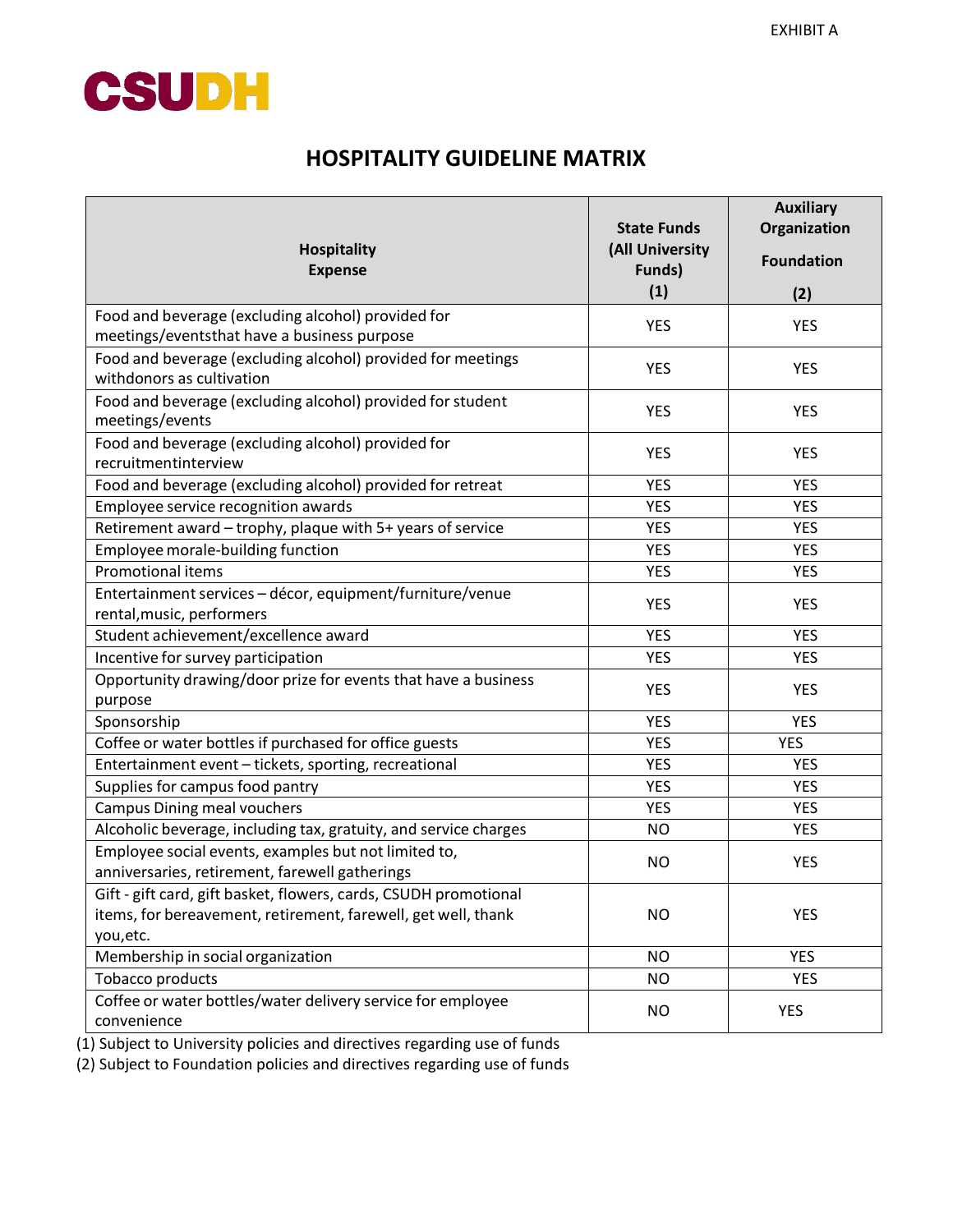EXHIBIT A

CSUDH

# HOSPITALITY GUIDELINE MATRIX

| Hospitality Expense | State Funds (All University Funds) (1) | Auxiliary Organization Foundation (2) |
|---|---|---|
| Food and beverage (excluding alcohol) provided for meetings/eventsthat have a business purpose | YES | YES |
| Food and beverage (excluding alcohol) provided for meetings withdonors as cultivation | YES | YES |
| Food and beverage (excluding alcohol) provided for student meetings/events | YES | YES |
| Food and beverage (excluding alcohol) provided for recruitmentinterview | YES | YES |
| Food and beverage (excluding alcohol) provided for retreat | YES | YES |
| Employee service recognition awards | YES | YES |
| Retirement award – trophy, plaque with 5+ years of service | YES | YES |
| Employee morale-building function | YES | YES |
| Promotional items | YES | YES |
| Entertainment services – décor, equipment/furniture/venue rental,music, performers | YES | YES |
| Student achievement/excellence award | YES | YES |
| Incentive for survey participation | YES | YES |
| Opportunity drawing/door prize for events that have a business purpose | YES | YES |
| Sponsorship | YES | YES |
| Coffee or water bottles if purchased for office guests | YES | YES |
| Entertainment event – tickets, sporting, recreational | YES | YES |
| Supplies for campus food pantry | YES | YES |
| Campus Dining meal vouchers | YES | YES |
| Alcoholic beverage, including tax, gratuity, and service charges | NO | YES |
| Employee social events, examples but not limited to, anniversaries, retirement, farewell gatherings | NO | YES |
| Gift - gift card, gift basket, flowers, cards, CSUDH promotional items, for bereavement, retirement, farewell, get well, thank you,etc. | NO | YES |
| Membership in social organization | NO | YES |
| Tobacco products | NO | YES |
| Coffee or water bottles/water delivery service for employee convenience | NO | YES |

(1) Subject to University policies and directives regarding use of funds

(2) Subject to Foundation policies and directives regarding use of funds